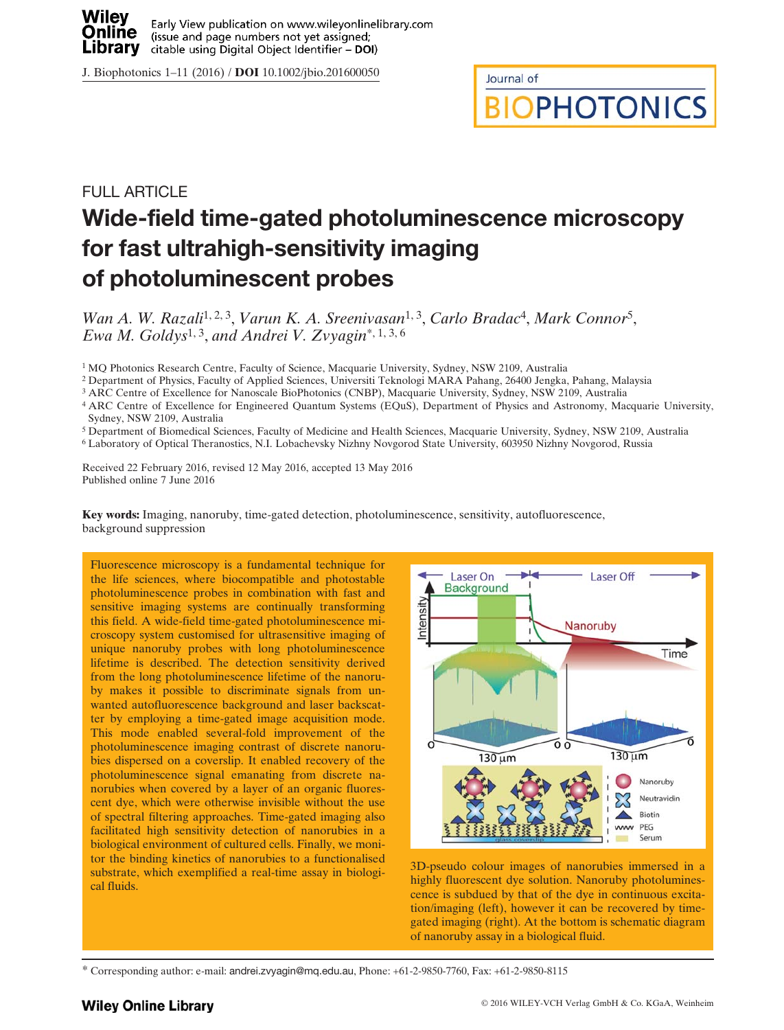FULL ARTICLE

# Wide-field time-gated photoluminescence microscopy for fast ultrahigh-sensitivity imaging of photoluminescent probes

*Wan A. W. Razali*[1,2,3], *Varun K. A. Sreenivasan*[1,3], *Carlo Bradac*[4], *Mark Connor*[5], *Ewa M. Goldys*[1,3], and *Andrei V. Zvyagin**[1,3,6]

[1] MQ Photonics Research Centre, Faculty of Science, Macquarie University, Sydney, NSW 2109, Australia
[2] Department of Physics, Faculty of Applied Sciences, Universiti Teknologi MARA Pahang, 26400 Jengka, Pahang, Malaysia
[3] ARC Centre of Excellence for Nanoscale BioPhotonics (CNBP), Macquarie University, Sydney, NSW 2109, Australia
[4] ARC Centre of Excellence for Engineered Quantum Systems (EQuS), Department of Physics and Astronomy, Macquarie University, Sydney, NSW 2109, Australia
[5] Department of Biomedical Sciences, Faculty of Medicine and Health Sciences, Macquarie University, Sydney, NSW 2109, Australia
[6] Laboratory of Optical Theranostics, N.I. Lobachevsky Nizhny Novgorod State University, 603950 Nizhny Novgorod, Russia

Received 22 February 2016, revised 12 May 2016, accepted 13 May 2016
Published online 7 June 2016

**Key words:** Imaging, nanoruby, time-gated detection, photoluminescence, sensitivity, autofluorescence, background suppression

Fluorescence microscopy is a fundamental technique for the life sciences, where biocompatible and photostable photoluminescence probes in combination with fast and sensitive imaging systems are continually transforming this field. A wide-field time-gated photoluminescence microscopy system customised for ultrasensitive imaging of unique nanoruby probes with long photoluminescence lifetime is described. The detection sensitivity derived from the long photoluminescence lifetime of the nanoruby makes it possible to discriminate signals from unwanted autofluorescence background and laser backscatter by employing a time-gated image acquisition mode. This mode enabled several-fold improvement of the photoluminescence imaging contrast of discrete nanorubies dispersed on a coverslip. It enabled recovery of the photoluminescence signal emanating from discrete nanorubies when covered by a layer of an organic fluorescent dye, which were otherwise invisible without the use of spectral filtering approaches. Time-gated imaging also facilitated high sensitivity detection of nanorubies in a biological environment of cultured cells. Finally, we monitor the binding kinetics of nanorubies to a functionalised substrate, which exemplified a real-time assay in biological fluids.

3D-pseudo colour images of nanorubies immersed in a highly fluorescent dye solution. Nanoruby photoluminescence is subdued by that of the dye in continuous excitation/imaging (left), however it can be recovered by time-gated imaging (right). At the bottom is schematic diagram of nanoruby assay in a biological fluid.

* Corresponding author: e-mail: andrei.zvyagin@mq.edu.au, Phone: +61-2-9850-7760, Fax: +61-2-9850-8115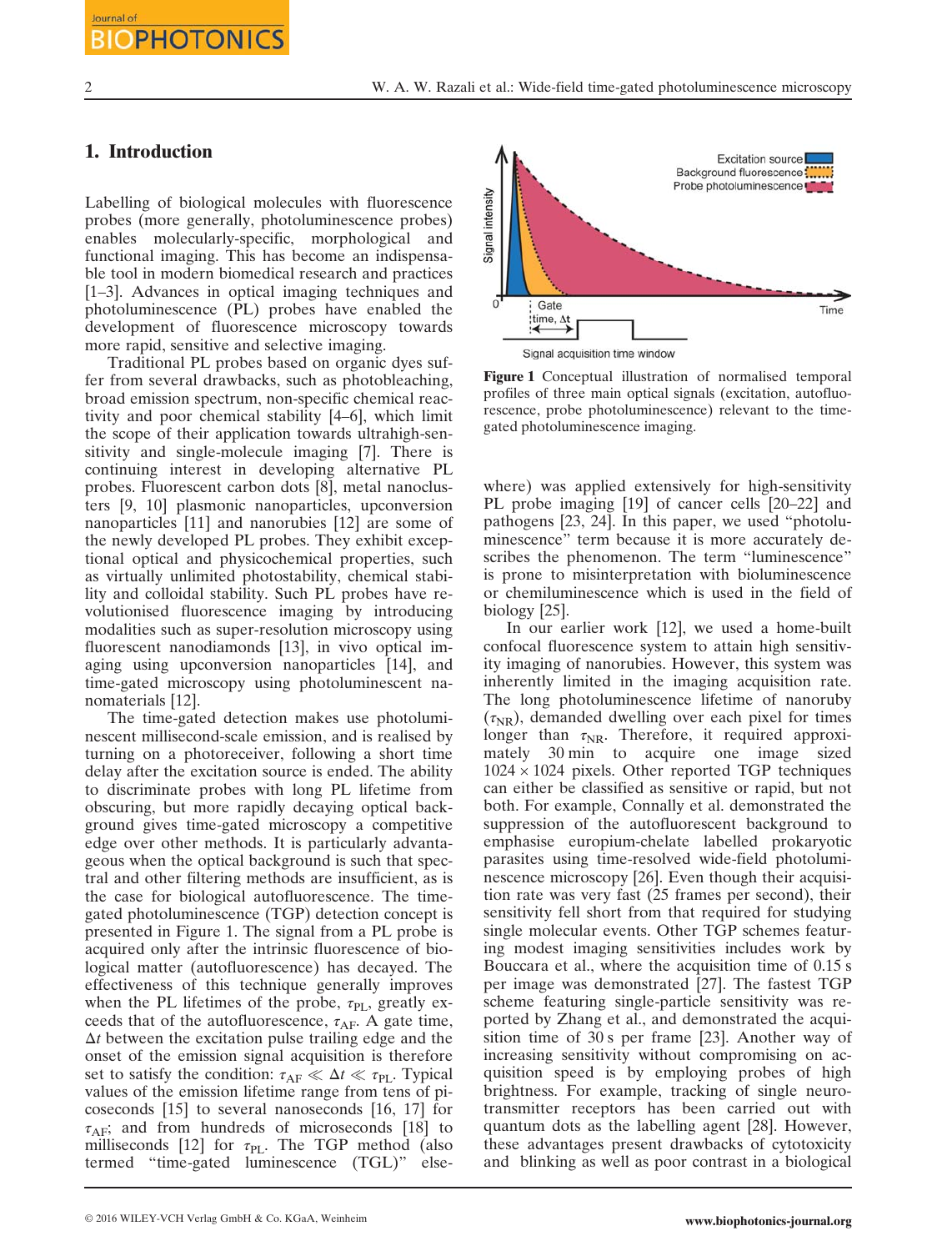## 1. Introduction

Labelling of biological molecules with fluorescence probes (more generally, photoluminescence probes) enables molecularly-specific, morphological and functional imaging. This has become an indispensable tool in modern biomedical research and practices [1–3]. Advances in optical imaging techniques and photoluminescence (PL) probes have enabled the development of fluorescence microscopy towards more rapid, sensitive and selective imaging.

Traditional PL probes based on organic dyes suffer from several drawbacks, such as photobleaching, broad emission spectrum, non-specific chemical reactivity and poor chemical stability [4–6], which limit the scope of their application towards ultrahigh-sensitivity and single-molecule imaging [7]. There is continuing interest in developing alternative PL probes. Fluorescent carbon dots [8], metal nanoclusters [9, 10] plasmonic nanoparticles, upconversion nanoparticles [11] and nanorubies [12] are some of the newly developed PL probes. They exhibit exceptional optical and physicochemical properties, such as virtually unlimited photostability, chemical stability and colloidal stability. Such PL probes have revolutionised fluorescence imaging by introducing modalities such as super-resolution microscopy using fluorescent nanodiamonds [13], in vivo optical imaging using upconversion nanoparticles [14], and time-gated microscopy using photoluminescent nanomaterials [12].

The time-gated detection makes use photoluminescent millisecond-scale emission, and is realised by turning on a photoreceiver, following a short time delay after the excitation source is ended. The ability to discriminate probes with long PL lifetime from obscuring, but more rapidly decaying optical background gives time-gated microscopy a competitive edge over other methods. It is particularly advantageous when the optical background is such that spectral and other filtering methods are insufficient, as is the case for biological autofluorescence. The time-gated photoluminescence (TGP) detection concept is presented in Figure 1. The signal from a PL probe is acquired only after the intrinsic fluorescence of biological matter (autofluorescence) has decayed. The effectiveness of this technique generally improves when the PL lifetimes of the probe, $\tau_{PL}$, greatly exceeds that of the autofluorescence, $\tau_{AF}$. A gate time, $\Delta t$ between the excitation pulse trailing edge and the onset of the emission signal acquisition is therefore set to satisfy the condition: $\tau_{AF} \ll \Delta t \ll \tau_{PL}$. Typical values of the emission lifetime range from tens of picoseconds [15] to several nanoseconds [16, 17] for $\tau_{AF}$; and from hundreds of microseconds [18] to milliseconds [12] for $\tau_{PL}$. The TGP method (also termed "time-gated luminescence (TGL)" elsewhere) was applied extensively for high-sensitivity PL probe imaging [19] of cancer cells [20–22] and pathogens [23, 24]. In this paper, we used "photoluminescence" term because it is more accurately describes the phenomenon. The term "luminescence" is prone to misinterpretation with bioluminescence or chemiluminescence which is used in the field of biology [25].

**Figure 1** Conceptual illustration of normalised temporal profiles of three main optical signals (excitation, autofluorescence, probe photoluminescence) relevant to the time-gated photoluminescence imaging.

In our earlier work [12], we used a home-built confocal fluorescence system to attain high sensitivity imaging of nanorubies. However, this system was inherently limited in the imaging acquisition rate. The long photoluminescence lifetime of nanoruby ($\tau_{NR}$), demanded dwelling over each pixel for times longer than $\tau_{NR}$. Therefore, it required approximately 30 min to acquire one image sized $1024 \times 1024$ pixels. Other reported TGP techniques can either be classified as sensitive or rapid, but not both. For example, Connally et al. demonstrated the suppression of the autofluorescent background to emphasise europium-chelate labelled prokaryotic parasites using time-resolved wide-field photoluminescence microscopy [26]. Even though their acquisition rate was very fast (25 frames per second), their sensitivity fell short from that required for studying single molecular events. Other TGP schemes featuring modest imaging sensitivities includes work by Bouccara et al., where the acquisition time of 0.15 s per image was demonstrated [27]. The fastest TGP scheme featuring single-particle sensitivity was reported by Zhang et al., and demonstrated the acquisition time of 30 s per frame [23]. Another way of increasing sensitivity without compromising on acquisition speed is by employing probes of high brightness. For example, tracking of single neurotransmitter receptors has been carried out with quantum dots as the labelling agent [28]. However, these advantages present drawbacks of cytotoxicity and blinking as well as poor contrast in a biological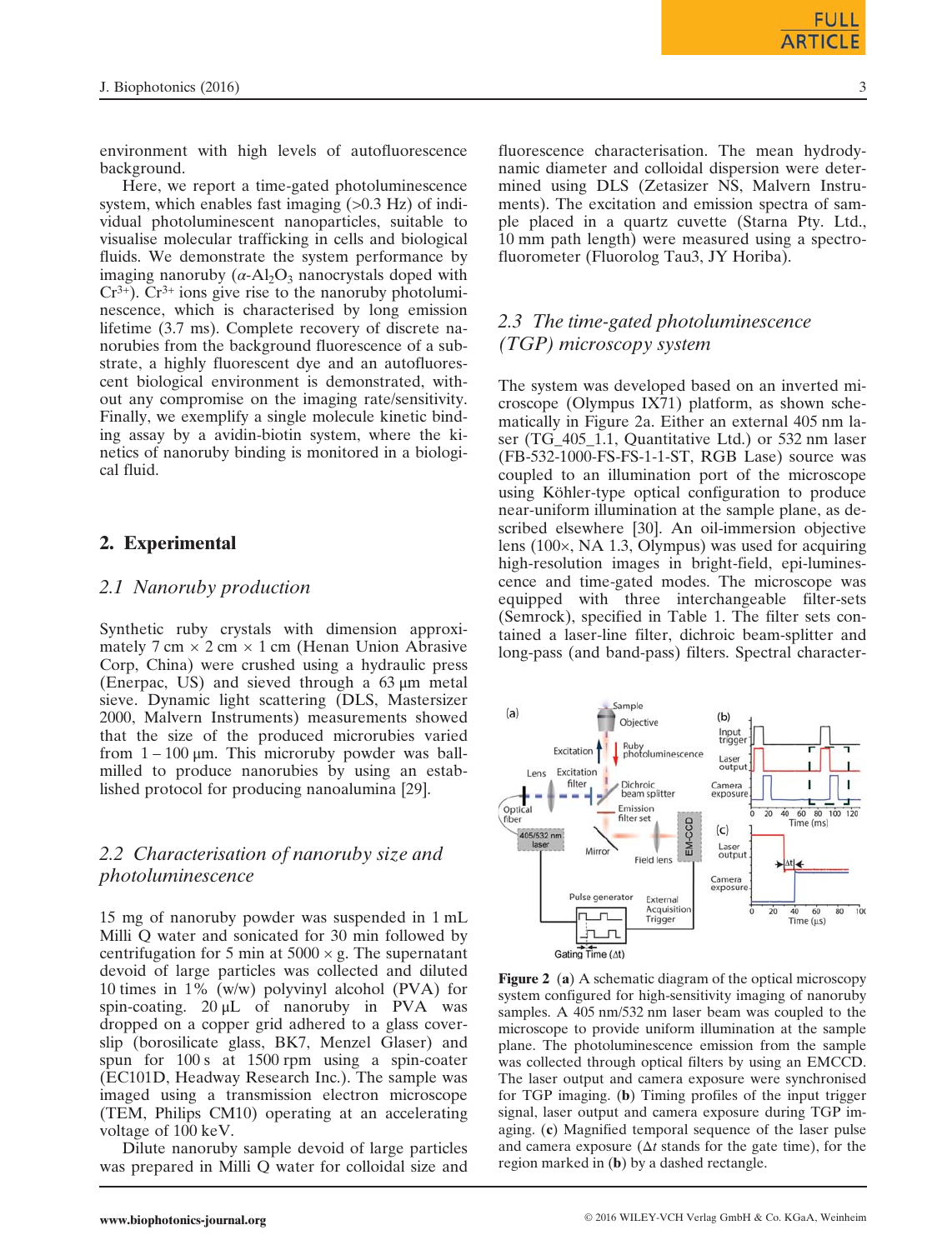environment with high levels of autofluorescence background.

Here, we report a time-gated photoluminescence system, which enables fast imaging (>0.3 Hz) of individual photoluminescent nanoparticles, suitable to visualise molecular trafficking in cells and biological fluids. We demonstrate the system performance by imaging nanoruby ($\alpha$-$Al_2O_3$ nanocrystals doped with $Cr^{3+}$). $Cr^{3+}$ ions give rise to the nanoruby photoluminescence, which is characterised by long emission lifetime (3.7 ms). Complete recovery of discrete nanorubies from the background fluorescence of a substrate, a highly fluorescent dye and an autofluorescent biological environment is demonstrated, without any compromise on the imaging rate/sensitivity. Finally, we exemplify a single molecule kinetic binding assay by a avidin-biotin system, where the kinetics of nanoruby binding is monitored in a biological fluid.

## 2. Experimental

### 2.1 Nanoruby production

Synthetic ruby crystals with dimension approximately 7 cm × 2 cm × 1 cm (Henan Union Abrasive Corp, China) were crushed using a hydraulic press (Enerpac, US) and sieved through a 63 μm metal sieve. Dynamic light scattering (DLS, Mastersizer 2000, Malvern Instruments) measurements showed that the size of the produced microrubies varied from 1 – 100 μm. This microruby powder was ball-milled to produce nanorubies by using an established protocol for producing nanoalumina [29].

### 2.2 Characterisation of nanoruby size and photoluminescence

15 mg of nanoruby powder was suspended in 1 mL Milli Q water and sonicated for 30 min followed by centrifugation for 5 min at 5000 × g. The supernatant devoid of large particles was collected and diluted 10 times in 1% (w/w) polyvinyl alcohol (PVA) for spin-coating. 20 μL of nanoruby in PVA was dropped on a copper grid adhered to a glass coverslip (borosilicate glass, BK7, Menzel Glaser) and spun for 100 s at 1500 rpm using a spin-coater (EC101D, Headway Research Inc.). The sample was imaged using a transmission electron microscope (TEM, Philips CM10) operating at an accelerating voltage of 100 keV.

Dilute nanoruby sample devoid of large particles was prepared in Milli Q water for colloidal size and fluorescence characterisation. The mean hydrodynamic diameter and colloidal dispersion were determined using DLS (Zetasizer NS, Malvern Instruments). The excitation and emission spectra of sample placed in a quartz cuvette (Starna Pty. Ltd., 10 mm path length) were measured using a spectrofluorometer (Fluorolog Tau3, JY Horiba).

### 2.3 The time-gated photoluminescence (TGP) microscopy system

The system was developed based on an inverted microscope (Olympus IX71) platform, as shown schematically in Figure 2a. Either an external 405 nm laser (TG_405_1.1, Quantitative Ltd.) or 532 nm laser (FB-532-1000-FS-FS-1-1-ST, RGB Lase) source was coupled to an illumination port of the microscope using Köhler-type optical configuration to produce near-uniform illumination at the sample plane, as described elsewhere [30]. An oil-immersion objective lens (100×, NA 1.3, Olympus) was used for acquiring high-resolution images in bright-field, epi-luminescence and time-gated modes. The microscope was equipped with three interchangeable filter-sets (Semrock), specified in Table 1. The filter sets contained a laser-line filter, dichroic beam-splitter and long-pass (and band-pass) filters. Spectral character-

**Figure 2** (**a**) A schematic diagram of the optical microscopy system configured for high-sensitivity imaging of nanoruby samples. A 405 nm/532 nm laser beam was coupled to the microscope to provide uniform illumination at the sample plane. The photoluminescence emission from the sample was collected through optical filters by using an EMCCD. The laser output and camera exposure were synchronised for TGP imaging. (**b**) Timing profiles of the input trigger signal, laser output and camera exposure during TGP imaging. (**c**) Magnified temporal sequence of the laser pulse and camera exposure ($\Delta t$ stands for the gate time), for the region marked in (**b**) by a dashed rectangle.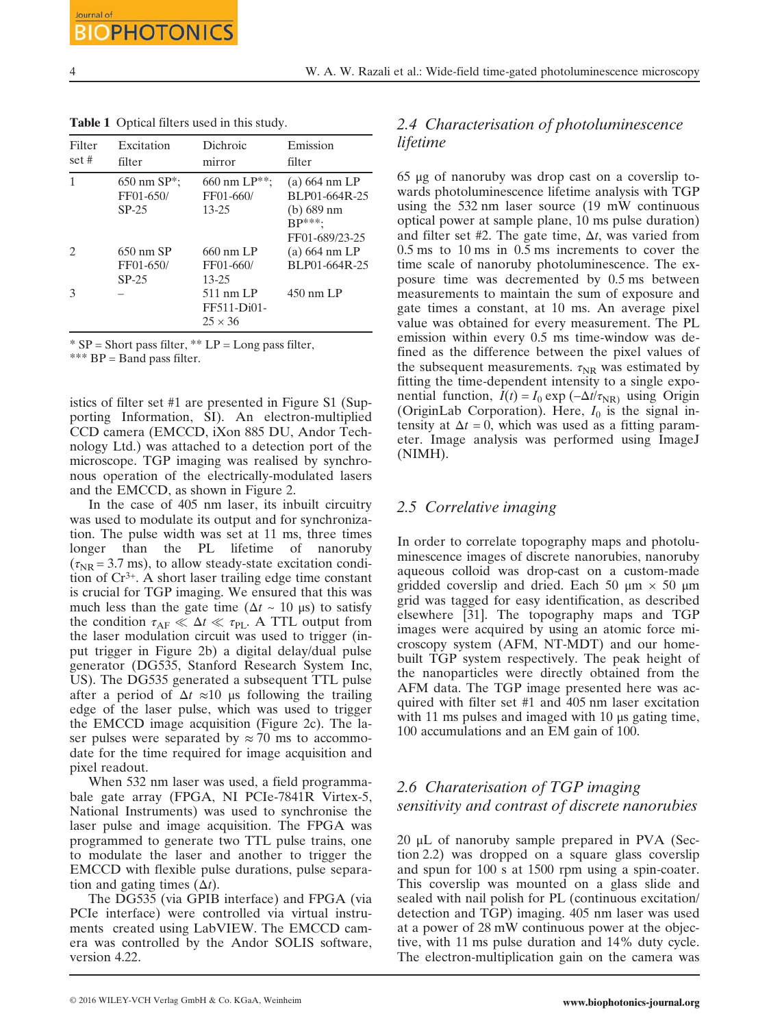**Table 1** Optical filters used in this study.

| Filter set # | Excitation filter | Dichroic mirror | Emission filter |
|---|---|---|---|
| 1 | 650 nm SP*; FF01-650/SP-25 | 660 nm LP**; FF01-660/13-25 | (a) 664 nm LP BLP01-664R-25 (b) 689 nm BP***; FF01-689/23-25 |
| 2 | 650 nm SP FF01-650/SP-25 | 660 nm LP FF01-660/13-25 | (a) 664 nm LP BLP01-664R-25 |
| 3 | – | 511 nm LP FF511-Di01-25 × 36 | 450 nm LP |

* SP = Short pass filter, ** LP = Long pass filter,
*** BP = Band pass filter.

istics of filter set #1 are presented in Figure S1 (Supporting Information, SI). An electron-multiplied CCD camera (EMCCD, iXon 885 DU, Andor Technology Ltd.) was attached to a detection port of the microscope. TGP imaging was realised by synchronous operation of the electrically-modulated lasers and the EMCCD, as shown in Figure 2.

In the case of 405 nm laser, its inbuilt circuitry was used to modulate its output and for synchronization. The pulse width was set at 11 ms, three times longer than the PL lifetime of nanoruby ($\tau_{NR}$ = 3.7 ms), to allow steady-state excitation condition of $Cr^{3+}$. A short laser trailing edge time constant is crucial for TGP imaging. We ensured that this was much less than the gate time ($\Delta t$ ~ 10 μs) to satisfy the condition $\tau_{AF} \ll \Delta t \ll \tau_{PL}$. A TTL output from the laser modulation circuit was used to trigger (input trigger in Figure 2b) a digital delay/dual pulse generator (DG535, Stanford Research System Inc, US). The DG535 generated a subsequent TTL pulse after a period of $\Delta t$ ≈10 μs following the trailing edge of the laser pulse, which was used to trigger the EMCCD image acquisition (Figure 2c). The laser pulses were separated by ≈ 70 ms to accommodate for the time required for image acquisition and pixel readout.

When 532 nm laser was used, a field programmabale gate array (FPGA, NI PCIe-7841R Virtex-5, National Instruments) was used to synchronise the laser pulse and image acquisition. The FPGA was programmed to generate two TTL pulse trains, one to modulate the laser and another to trigger the EMCCD with flexible pulse durations, pulse separation and gating times ($\Delta t$).

The DG535 (via GPIB interface) and FPGA (via PCIe interface) were controlled via virtual instruments created using LabVIEW. The EMCCD camera was controlled by the Andor SOLIS software, version 4.22.

## 2.4 Characterisation of photoluminescence lifetime

65 μg of nanoruby was drop cast on a coverslip towards photoluminescence lifetime analysis with TGP using the 532 nm laser source (19 mW continuous optical power at sample plane, 10 ms pulse duration) and filter set #2. The gate time, $\Delta t$, was varied from 0.5 ms to 10 ms in 0.5 ms increments to cover the time scale of nanoruby photoluminescence. The exposure time was decremented by 0.5 ms between measurements to maintain the sum of exposure and gate times a constant, at 10 ms. An average pixel value was obtained for every measurement. The PL emission within every 0.5 ms time-window was defined as the difference between the pixel values of the subsequent measurements. $\tau_{NR}$ was estimated by fitting the time-dependent intensity to a single exponential function, $I(t) = I_0 \exp(-\Delta t/\tau_{NR})$ using Origin (OriginLab Corporation). Here, $I_0$ is the signal intensity at $\Delta t = 0$, which was used as a fitting parameter. Image analysis was performed using ImageJ (NIMH).

## 2.5 Correlative imaging

In order to correlate topography maps and photoluminescence images of discrete nanorubies, nanoruby aqueous colloid was drop-cast on a custom-made gridded coverslip and dried. Each 50 μm × 50 μm grid was tagged for easy identification, as described elsewhere [31]. The topography maps and TGP images were acquired by using an atomic force microscopy system (AFM, NT-MDT) and our homebuilt TGP system respectively. The peak height of the nanoparticles were directly obtained from the AFM data. The TGP image presented here was acquired with filter set #1 and 405 nm laser excitation with 11 ms pulses and imaged with 10 μs gating time, 100 accumulations and an EM gain of 100.

## 2.6 Charaterisation of TGP imaging sensitivity and contrast of discrete nanorubies

20 μL of nanoruby sample prepared in PVA (Section 2.2) was dropped on a square glass coverslip and spun for 100 s at 1500 rpm using a spin-coater. This coverslip was mounted on a glass slide and sealed with nail polish for PL (continuous excitation/detection and TGP) imaging. 405 nm laser was used at a power of 28 mW continuous power at the objective, with 11 ms pulse duration and 14% duty cycle. The electron-multiplication gain on the camera was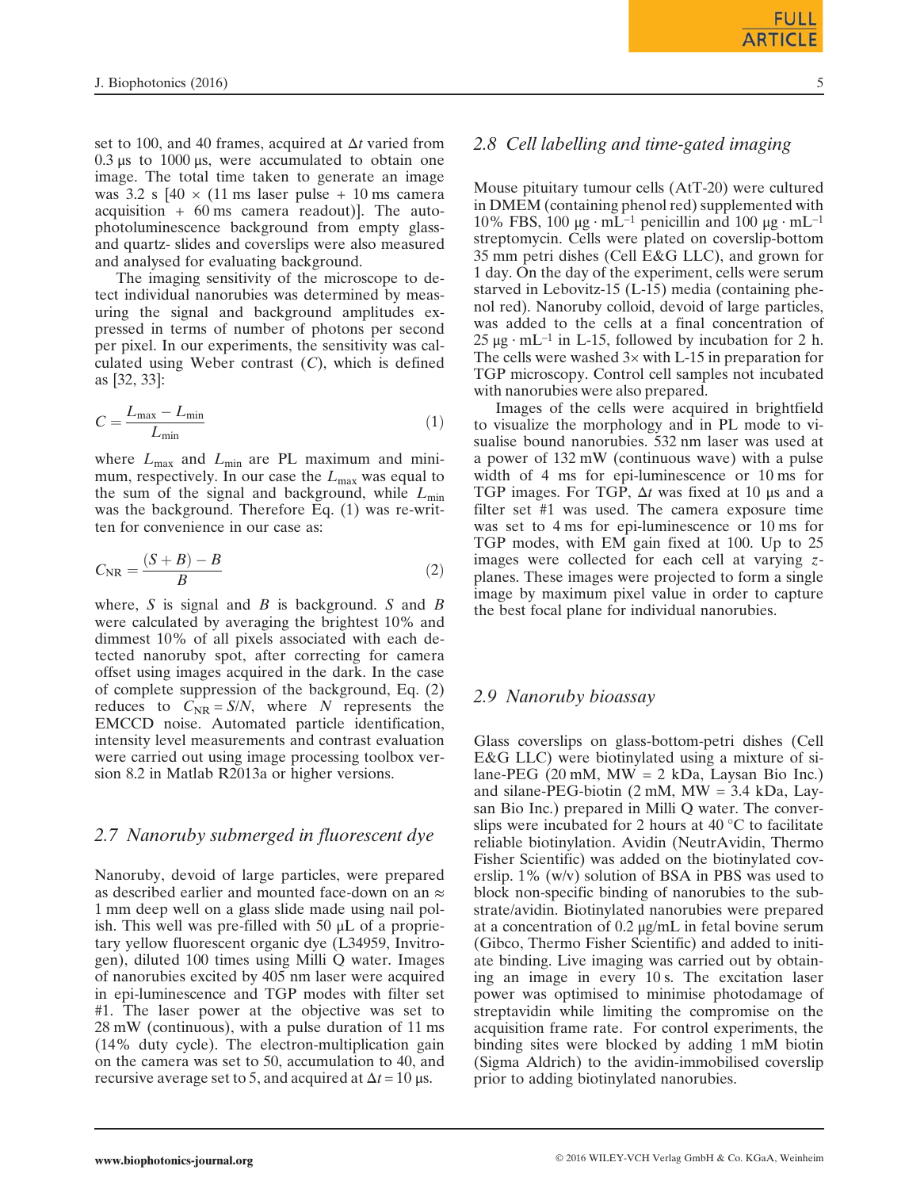set to 100, and 40 frames, acquired at $\Delta t$ varied from 0.3 μs to 1000 μs, were accumulated to obtain one image. The total time taken to generate an image was 3.2 s [40 × (11 ms laser pulse + 10 ms camera acquisition + 60 ms camera readout)]. The auto-photoluminescence background from empty glass- and quartz- slides and coverslips were also measured and analysed for evaluating background.

The imaging sensitivity of the microscope to detect individual nanorubies was determined by measuring the signal and background amplitudes expressed in terms of number of photons per second per pixel. In our experiments, the sensitivity was calculated using Weber contrast ($C$), which is defined as [32, 33]:

$$C = \frac{L_{\max} - L_{\min}}{L_{\min}} \tag{1}$$

where $L_{\max}$ and $L_{\min}$ are PL maximum and minimum, respectively. In our case the $L_{\max}$ was equal to the sum of the signal and background, while $L_{\min}$ was the background. Therefore Eq. (1) was re-written for convenience in our case as:

$$C_{\mathrm{NR}} = \frac{(S + B) - B}{B} \tag{2}$$

where, $S$ is signal and $B$ is background. $S$ and $B$ were calculated by averaging the brightest 10% and dimmest 10% of all pixels associated with each detected nanoruby spot, after correcting for camera offset using images acquired in the dark. In the case of complete suppression of the background, Eq. (2) reduces to $C_{\mathrm{NR}} = S/N$, where $N$ represents the EMCCD noise. Automated particle identification, intensity level measurements and contrast evaluation were carried out using image processing toolbox version 8.2 in Matlab R2013a or higher versions.

## 2.7 Nanoruby submerged in fluorescent dye

Nanoruby, devoid of large particles, were prepared as described earlier and mounted face-down on an ≈ 1 mm deep well on a glass slide made using nail polish. This well was pre-filled with 50 μL of a proprietary yellow fluorescent organic dye (L34959, Invitrogen), diluted 100 times using Milli Q water. Images of nanorubies excited by 405 nm laser were acquired in epi-luminescence and TGP modes with filter set #1. The laser power at the objective was set to 28 mW (continuous), with a pulse duration of 11 ms (14% duty cycle). The electron-multiplication gain on the camera was set to 50, accumulation to 40, and recursive average set to 5, and acquired at $\Delta t = 10$ μs.

## 2.8 Cell labelling and time-gated imaging

Mouse pituitary tumour cells (AtT-20) were cultured in DMEM (containing phenol red) supplemented with 10% FBS, 100 μg · mL$^{-1}$ penicillin and 100 μg · mL$^{-1}$ streptomycin. Cells were plated on coverslip-bottom 35 mm petri dishes (Cell E&G LLC), and grown for 1 day. On the day of the experiment, cells were serum starved in Lebovitz-15 (L-15) media (containing phenol red). Nanoruby colloid, devoid of large particles, was added to the cells at a final concentration of 25 μg · mL$^{-1}$ in L-15, followed by incubation for 2 h. The cells were washed 3× with L-15 in preparation for TGP microscopy. Control cell samples not incubated with nanorubies were also prepared.

Images of the cells were acquired in brightfield to visualize the morphology and in PL mode to visualise bound nanorubies. 532 nm laser was used at a power of 132 mW (continuous wave) with a pulse width of 4 ms for epi-luminescence or 10 ms for TGP images. For TGP, $\Delta t$ was fixed at 10 μs and a filter set #1 was used. The camera exposure time was set to 4 ms for epi-luminescence or 10 ms for TGP modes, with EM gain fixed at 100. Up to 25 images were collected for each cell at varying $z$-planes. These images were projected to form a single image by maximum pixel value in order to capture the best focal plane for individual nanorubies.

## 2.9 Nanoruby bioassay

Glass coverslips on glass-bottom-petri dishes (Cell E&G LLC) were biotinylated using a mixture of silane-PEG (20 mM, MW = 2 kDa, Laysan Bio Inc.) and silane-PEG-biotin (2 mM, MW = 3.4 kDa, Laysan Bio Inc.) prepared in Milli Q water. The converslips were incubated for 2 hours at 40 °C to facilitate reliable biotinylation. Avidin (NeutrAvidin, Thermo Fisher Scientific) was added on the biotinylated coverslip. 1% (w/v) solution of BSA in PBS was used to block non-specific binding of nanorubies to the substrate/avidin. Biotinylated nanorubies were prepared at a concentration of 0.2 μg/mL in fetal bovine serum (Gibco, Thermo Fisher Scientific) and added to initiate binding. Live imaging was carried out by obtaining an image in every 10 s. The excitation laser power was optimised to minimise photodamage of streptavidin while limiting the compromise on the acquisition frame rate. For control experiments, the binding sites were blocked by adding 1 mM biotin (Sigma Aldrich) to the avidin-immobilised coverslip prior to adding biotinylated nanorubies.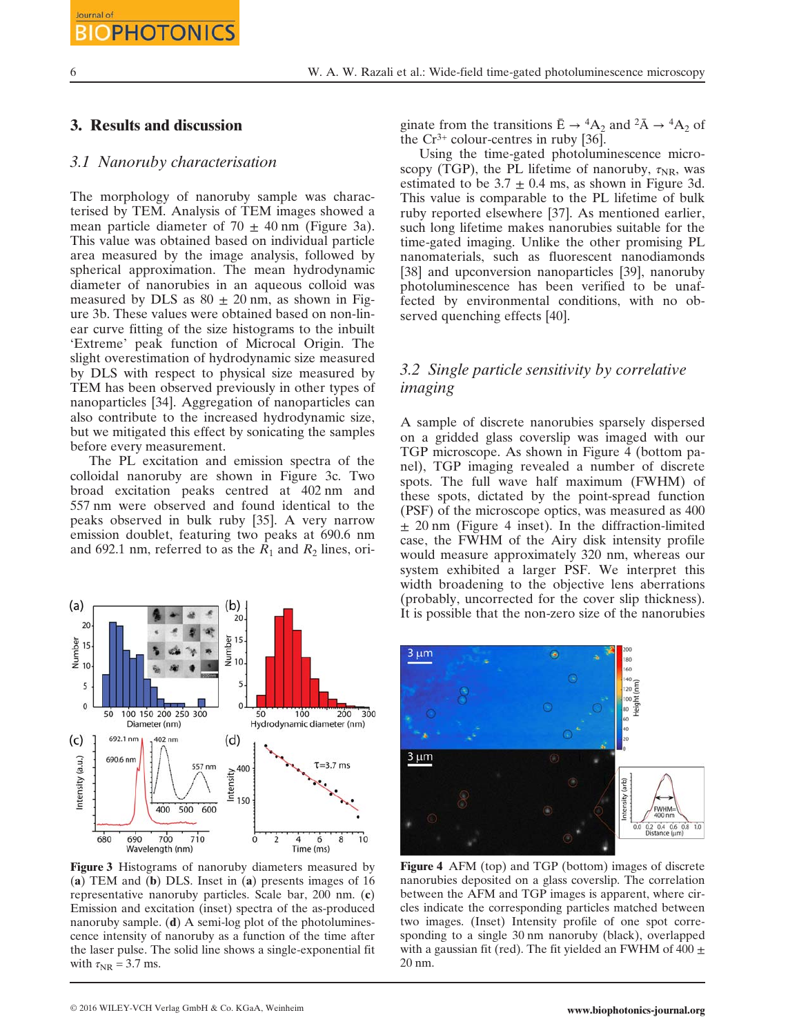## 3. Results and discussion

### 3.1 Nanoruby characterisation

The morphology of nanoruby sample was characterised by TEM. Analysis of TEM images showed a mean particle diameter of 70 ± 40 nm (Figure 3a). This value was obtained based on individual particle area measured by the image analysis, followed by spherical approximation. The mean hydrodynamic diameter of nanorubies in an aqueous colloid was measured by DLS as 80 ± 20 nm, as shown in Figure 3b. These values were obtained based on non-linear curve fitting of the size histograms to the inbuilt 'Extreme' peak function of Microcal Origin. The slight overestimation of hydrodynamic size measured by DLS with respect to physical size measured by TEM has been observed previously in other types of nanoparticles [34]. Aggregation of nanoparticles can also contribute to the increased hydrodynamic size, but we mitigated this effect by sonicating the samples before every measurement.

The PL excitation and emission spectra of the colloidal nanoruby are shown in Figure 3c. Two broad excitation peaks centred at 402 nm and 557 nm were observed and found identical to the peaks observed in bulk ruby [35]. A very narrow emission doublet, featuring two peaks at 690.6 nm and 692.1 nm, referred to as the $R_1$ and $R_2$ lines, originate from the transitions $\bar{E} \rightarrow {}^4A_2$ and ${}^2\bar{A} \rightarrow {}^4A_2$ of the $Cr^{3+}$ colour-centres in ruby [36].

Using the time-gated photoluminescence microscopy (TGP), the PL lifetime of nanoruby, $\tau_{NR}$, was estimated to be 3.7 ± 0.4 ms, as shown in Figure 3d. This value is comparable to the PL lifetime of bulk ruby reported elsewhere [37]. As mentioned earlier, such long lifetime makes nanorubies suitable for the time-gated imaging. Unlike the other promising PL nanomaterials, such as fluorescent nanodiamonds [38] and upconversion nanoparticles [39], nanoruby photoluminescence has been verified to be unaffected by environmental conditions, with no observed quenching effects [40].

**Figure 3** Histograms of nanoruby diameters measured by (**a**) TEM and (**b**) DLS. Inset in (**a**) presents images of 16 representative nanoruby particles. Scale bar, 200 nm. (**c**) Emission and excitation (inset) spectra of the as-produced nanoruby sample. (**d**) A semi-log plot of the photoluminescence intensity of nanoruby as a function of the time after the laser pulse. The solid line shows a single-exponential fit with $\tau_{NR}$ = 3.7 ms.

### 3.2 Single particle sensitivity by correlative imaging

A sample of discrete nanorubies sparsely dispersed on a gridded glass coverslip was imaged with our TGP microscope. As shown in Figure 4 (bottom panel), TGP imaging revealed a number of discrete spots. The full wave half maximum (FWHM) of these spots, dictated by the point-spread function (PSF) of the microscope optics, was measured as 400 ± 20 nm (Figure 4 inset). In the diffraction-limited case, the FWHM of the Airy disk intensity profile would measure approximately 320 nm, whereas our system exhibited a larger PSF. We interpret this width broadening to the objective lens aberrations (probably, uncorrected for the cover slip thickness). It is possible that the non-zero size of the nanorubies

**Figure 4** AFM (top) and TGP (bottom) images of discrete nanorubies deposited on a glass coverslip. The correlation between the AFM and TGP images is apparent, where circles indicate the corresponding particles matched between two images. (Inset) Intensity profile of one spot corresponding to a single 30 nm nanoruby (black), overlapped with a gaussian fit (red). The fit yielded an FWHM of 400 ± 20 nm.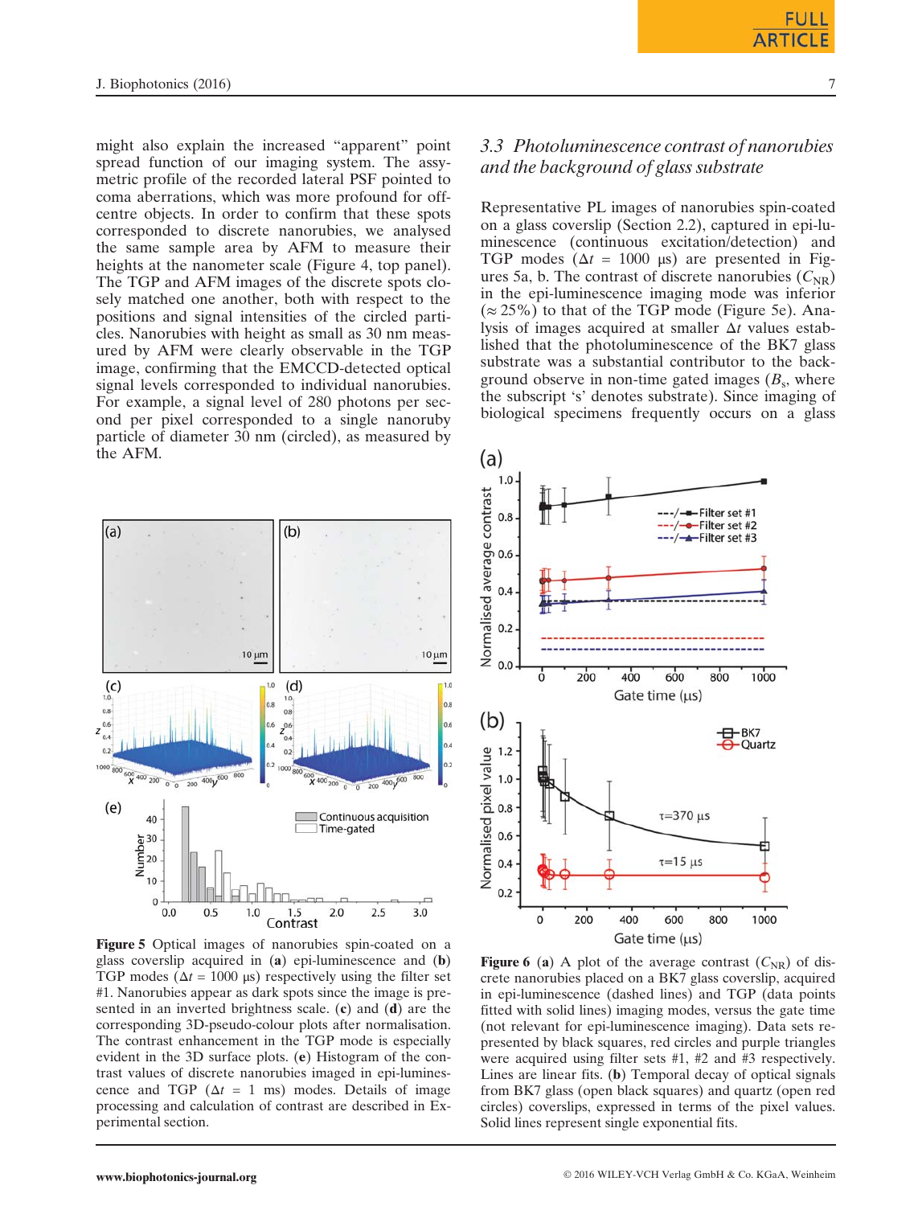might also explain the increased "apparent" point spread function of our imaging system. The assymetric profile of the recorded lateral PSF pointed to coma aberrations, which was more profound for off-centre objects. In order to confirm that these spots corresponded to discrete nanorubies, we analysed the same sample area by AFM to measure their heights at the nanometer scale (Figure 4, top panel). The TGP and AFM images of the discrete spots closely matched one another, both with respect to the positions and signal intensities of the circled particles. Nanorubies with height as small as 30 nm measured by AFM were clearly observable in the TGP image, confirming that the EMCCD-detected optical signal levels corresponded to individual nanorubies. For example, a signal level of 280 photons per second and per pixel corresponded to a single nanoruby particle of diameter 30 nm (circled), as measured by the AFM.

Figure 5 Optical images of nanorubies spin-coated on a glass coverslip acquired in (a) epi-luminescence and (b) TGP modes ($\Delta t$ = 1000 μs) respectively using the filter set #1. Nanorubies appear as dark spots since the image is presented in an inverted brightness scale. (c) and (d) are the corresponding 3D-pseudo-colour plots after normalisation. The contrast enhancement in the TGP mode is especially evident in the 3D surface plots. (e) Histogram of the contrast values of discrete nanorubies imaged in epi-luminescence and TGP ($\Delta t$ = 1 ms) modes. Details of image processing and calculation of contrast are described in Experimental section.

## 3.3 Photoluminescence contrast of nanorubies and the background of glass substrate

Representative PL images of nanorubies spin-coated on a glass coverslip (Section 2.2), captured in epi-luminescence (continuous excitation/detection) and TGP modes ($\Delta t$ = 1000 μs) are presented in Figures 5a, b. The contrast of discrete nanorubies ($C_{NR}$) in the epi-luminescence imaging mode was inferior (≈ 25%) to that of the TGP mode (Figure 5e). Analysis of images acquired at smaller $\Delta t$ values established that the photoluminescence of the BK7 glass substrate was a substantial contributor to the background observe in non-time gated images ($B_s$, where the subscript 's' denotes substrate). Since imaging of biological specimens frequently occurs on a glass

Figure 6 (a) A plot of the average contrast ($C_{NR}$) of discrete nanorubies placed on a BK7 glass coverslip, acquired in epi-luminescence (dashed lines) and TGP (data points fitted with solid lines) imaging modes, versus the gate time (not relevant for epi-luminescence imaging). Data sets represented by black squares, red circles and purple triangles were acquired using filter sets #1, #2 and #3 respectively. Lines are linear fits. (b) Temporal decay of optical signals from BK7 glass (open black squares) and quartz (open red circles) coverslips, expressed in terms of the pixel values. Solid lines represent single exponential fits.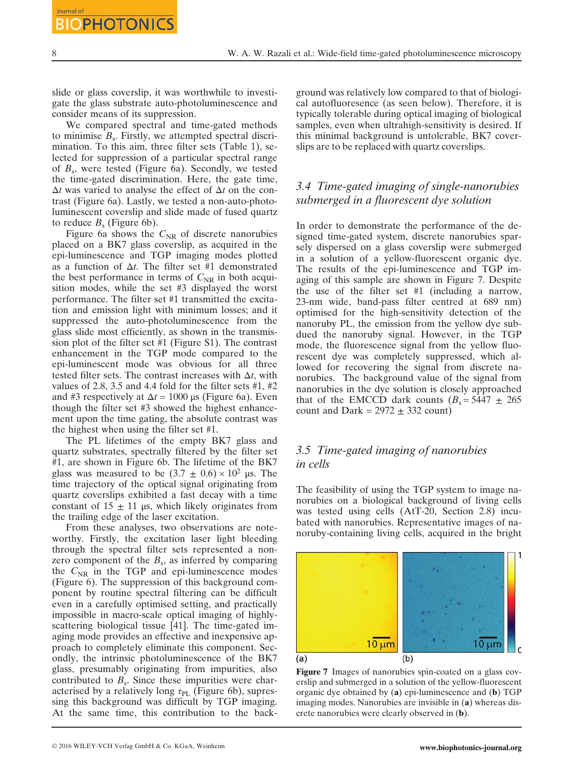slide or glass coverslip, it was worthwhile to investigate the glass substrate auto-photoluminescence and consider means of its suppression.

We compared spectral and time-gated methods to minimise $B_s$. Firstly, we attempted spectral discrimination. To this aim, three filter sets (Table 1), selected for suppression of a particular spectral range of $B_s$, were tested (Figure 6a). Secondly, we tested the time-gated discrimination. Here, the gate time, $\Delta t$ was varied to analyse the effect of $\Delta t$ on the contrast (Figure 6a). Lastly, we tested a non-auto-photoluminescent coverslip and slide made of fused quartz to reduce $B_s$ (Figure 6b).

Figure 6a shows the $C_{NR}$ of discrete nanorubies placed on a BK7 glass coverslip, as acquired in the epi-luminescence and TGP imaging modes plotted as a function of $\Delta t$. The filter set #1 demonstrated the best performance in terms of $C_{NR}$ in both acquisition modes, while the set #3 displayed the worst performance. The filter set #1 transmitted the excitation and emission light with minimum losses; and it suppressed the auto-photoluminescence from the glass slide most efficiently, as shown in the transmission plot of the filter set #1 (Figure S1). The contrast enhancement in the TGP mode compared to the epi-luminescent mode was obvious for all three tested filter sets. The contrast increases with $\Delta t$, with values of 2.8, 3.5 and 4.4 fold for the filter sets #1, #2 and #3 respectively at $\Delta t = 1000$ µs (Figure 6a). Even though the filter set #3 showed the highest enhancement upon the time gating, the absolute contrast was the highest when using the filter set #1.

The PL lifetimes of the empty BK7 glass and quartz substrates, spectrally filtered by the filter set #1, are shown in Figure 6b. The lifetime of the BK7 glass was measured to be $(3.7 \pm 0.6) \times 10^2$ µs. The time trajectory of the optical signal originating from quartz coverslips exhibited a fast decay with a time constant of $15 \pm 11$ µs, which likely originates from the trailing edge of the laser excitation.

From these analyses, two observations are noteworthy. Firstly, the excitation laser light bleeding through the spectral filter sets represented a non-zero component of the $B_s$, as inferred by comparing the $C_{NR}$ in the TGP and epi-luminescence modes (Figure 6). The suppression of this background component by routine spectral filtering can be difficult even in a carefully optimised setting, and practically impossible in macro-scale optical imaging of highly-scattering biological tissue [41]. The time-gated imaging mode provides an effective and inexpensive approach to completely eliminate this component. Secondly, the intrinsic photoluminescence of the BK7 glass, presumably originating from impurities, also contributed to $B_s$. Since these impurities were characterised by a relatively long $\tau_{PL}$ (Figure 6b), suppressing this background was difficult by TGP imaging. At the same time, this contribution to the background was relatively low compared to that of biological autofluoresence (as seen below). Therefore, it is typically tolerable during optical imaging of biological samples, even when ultrahigh-sensitivity is desired. If this minimal background is untolerable, BK7 coverslips are to be replaced with quartz coverslips.

### *3.4 Time-gated imaging of single-nanorubies submerged in a fluorescent dye solution*

In order to demonstrate the performance of the designed time-gated system, discrete nanorubies sparsely dispersed on a glass coverslip were submerged in a solution of a yellow-fluorescent organic dye. The results of the epi-luminescence and TGP imaging of this sample are shown in Figure 7. Despite the use of the filter set #1 (including a narrow, 23-nm wide, band-pass filter centred at 689 nm) optimised for the high-sensitivity detection of the nanoruby PL, the emission from the yellow dye subdued the nanoruby signal. However, in the TGP mode, the fluorescence signal from the yellow fluorescent dye was completely suppressed, which allowed for recovering the signal from discrete nanorubies. The background value of the signal from nanorubies in the dye solution is closely approached that of the EMCCD dark counts ($B_s = 5447 \pm 265$ count and Dark = $2972 \pm 332$ count)

### *3.5 Time-gated imaging of nanorubies in cells*

The feasibility of using the TGP system to image nanorubies on a biological background of living cells was tested using cells (AtT-20, Section 2.8) incubated with nanorubies. Representative images of nanoruby-containing living cells, acquired in the bright

**Figure 7** Images of nanorubies spin-coated on a glass coverslip and submerged in a solution of the yellow-fluorescent organic dye obtained by (**a**) epi-luminescence and (**b**) TGP imaging modes. Nanorubies are invisible in (**a**) whereas discrete nanorubies were clearly observed in (**b**).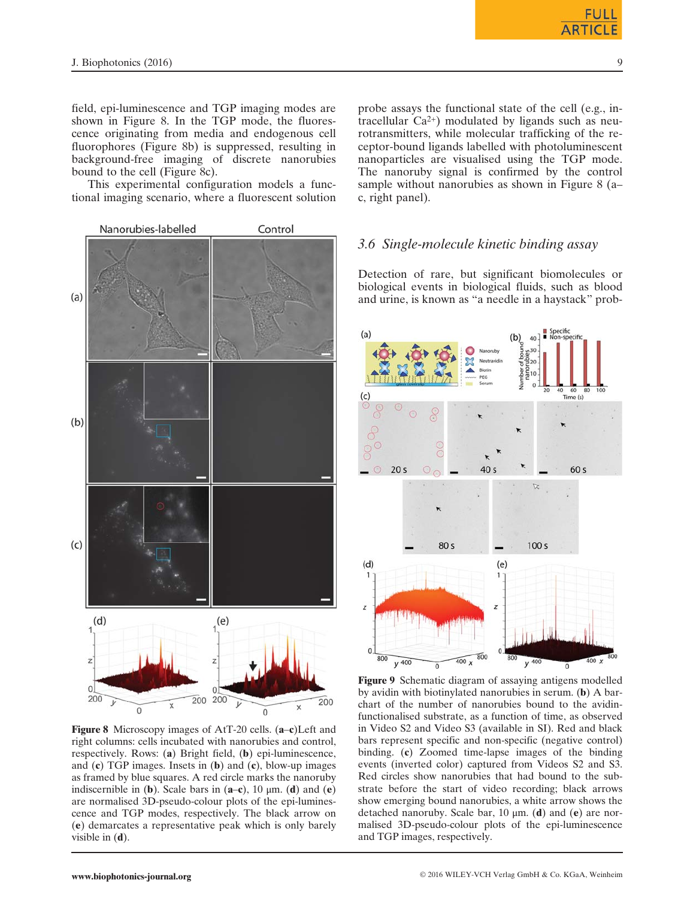field, epi-luminescence and TGP imaging modes are shown in Figure 8. In the TGP mode, the fluorescence originating from media and endogenous cell fluorophores (Figure 8b) is suppressed, resulting in background-free imaging of discrete nanorubies bound to the cell (Figure 8c).

This experimental configuration models a functional imaging scenario, where a fluorescent solution probe assays the functional state of the cell (e.g., intracellular $Ca^{2+}$) modulated by ligands such as neurotransmitters, while molecular trafficking of the receptor-bound ligands labelled with photoluminescent nanoparticles are visualised using the TGP mode. The nanoruby signal is confirmed by the control sample without nanorubies as shown in Figure 8 (a–c, right panel).

**Figure 8** Microscopy images of AtT-20 cells. (**a**–**c**)Left and right columns: cells incubated with nanorubies and control, respectively. Rows: (**a**) Bright field, (**b**) epi-luminescence, and (**c**) TGP images. Insets in (**b**) and (**c**), blow-up images as framed by blue squares. A red circle marks the nanoruby indiscernible in (**b**). Scale bars in (**a**–**c**), 10 μm. (**d**) and (**e**) are normalised 3D-pseudo-colour plots of the epi-luminescence and TGP modes, respectively. The black arrow on (**e**) demarcates a representative peak which is only barely visible in (**d**).

### 3.6 Single-molecule kinetic binding assay

Detection of rare, but significant biomolecules or biological events in biological fluids, such as blood and urine, is known as "a needle in a haystack" prob-

**Figure 9** Schematic diagram of assaying antigens modelled by avidin with biotinylated nanorubies in serum. (**b**) A bar-chart of the number of nanorubies bound to the avidin-functionalised substrate, as a function of time, as observed in Video S2 and Video S3 (available in SI). Red and black bars represent specific and non-specific (negative control) binding. (**c**) Zoomed time-lapse images of the binding events (inverted color) captured from Videos S2 and S3. Red circles show nanorubies that had bound to the substrate before the start of video recording; black arrows show emerging bound nanorubies, a white arrow shows the detached nanoruby. Scale bar, 10 μm. (**d**) and (**e**) are normalised 3D-pseudo-colour plots of the epi-luminescence and TGP images, respectively.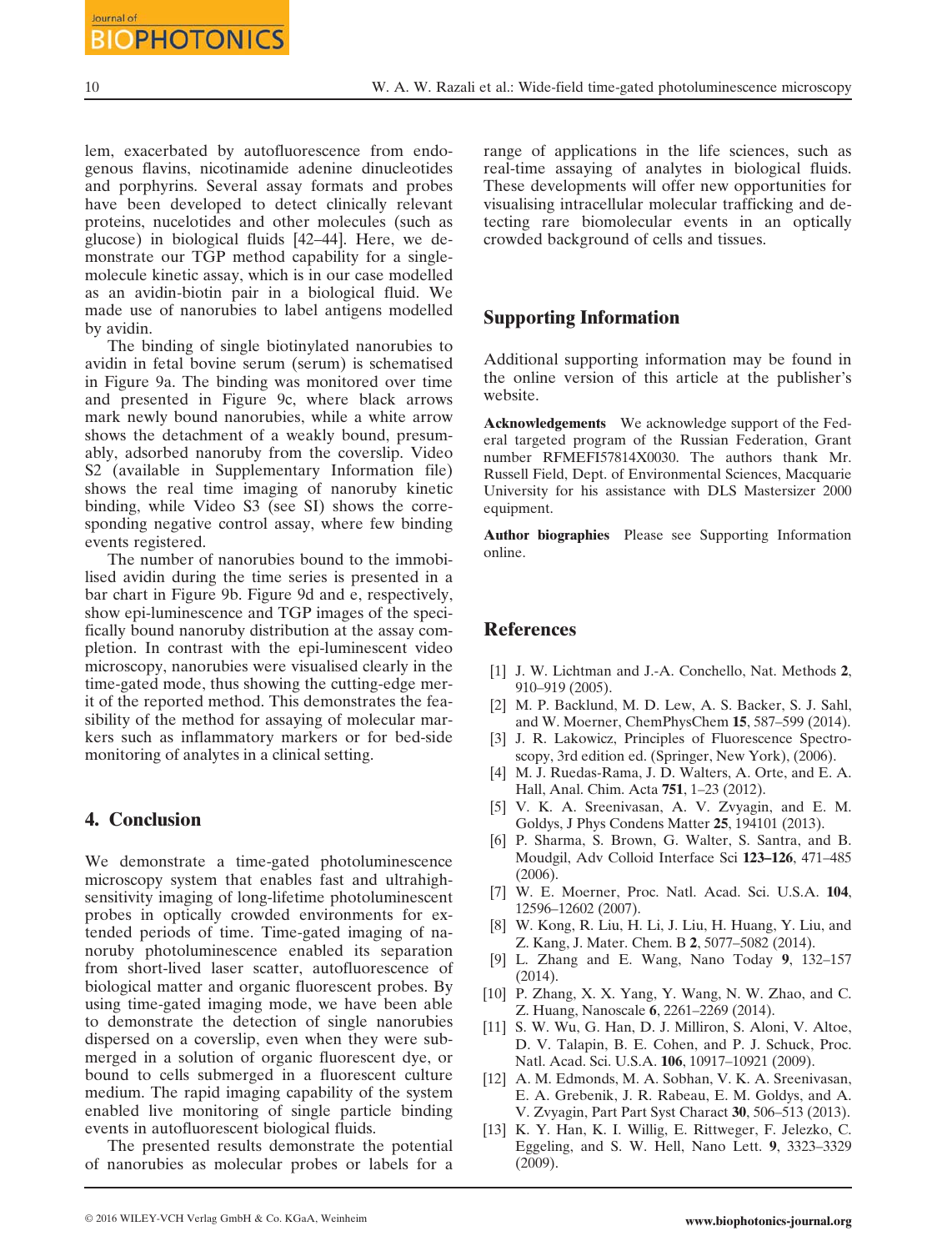lem, exacerbated by autofluorescence from endogenous flavins, nicotinamide adenine dinucleotides and porphyrins. Several assay formats and probes have been developed to detect clinically relevant proteins, nucelotides and other molecules (such as glucose) in biological fluids [42–44]. Here, we demonstrate our TGP method capability for a single-molecule kinetic assay, which is in our case modelled as an avidin-biotin pair in a biological fluid. We made use of nanorubies to label antigens modelled by avidin.

The binding of single biotinylated nanorubies to avidin in fetal bovine serum (serum) is schematised in Figure 9a. The binding was monitored over time and presented in Figure 9c, where black arrows mark newly bound nanorubies, while a white arrow shows the detachment of a weakly bound, presumably, adsorbed nanoruby from the coverslip. Video S2 (available in Supplementary Information file) shows the real time imaging of nanoruby kinetic binding, while Video S3 (see SI) shows the corresponding negative control assay, where few binding events registered.

The number of nanorubies bound to the immobilised avidin during the time series is presented in a bar chart in Figure 9b. Figure 9d and e, respectively, show epi-luminescence and TGP images of the specifically bound nanoruby distribution at the assay completion. In contrast with the epi-luminescent video microscopy, nanorubies were visualised clearly in the time-gated mode, thus showing the cutting-edge merit of the reported method. This demonstrates the feasibility of the method for assaying of molecular markers such as inflammatory markers or for bed-side monitoring of analytes in a clinical setting.

## 4. Conclusion

We demonstrate a time-gated photoluminescence microscopy system that enables fast and ultrahigh-sensitivity imaging of long-lifetime photoluminescent probes in optically crowded environments for extended periods of time. Time-gated imaging of nanoruby photoluminescence enabled its separation from short-lived laser scatter, autofluorescence of biological matter and organic fluorescent probes. By using time-gated imaging mode, we have been able to demonstrate the detection of single nanorubies dispersed on a coverslip, even when they were submerged in a solution of organic fluorescent dye, or bound to cells submerged in a fluorescent culture medium. The rapid imaging capability of the system enabled live monitoring of single particle binding events in autofluorescent biological fluids.

The presented results demonstrate the potential of nanorubies as molecular probes or labels for a range of applications in the life sciences, such as real-time assaying of analytes in biological fluids. These developments will offer new opportunities for visualising intracellular molecular trafficking and detecting rare biomolecular events in an optically crowded background of cells and tissues.

## Supporting Information

Additional supporting information may be found in the online version of this article at the publisher's website.

**Acknowledgements** We acknowledge support of the Federal targeted program of the Russian Federation, Grant number RFMEFI57814X0030. The authors thank Mr. Russell Field, Dept. of Environmental Sciences, Macquarie University for his assistance with DLS Mastersizer 2000 equipment.

**Author biographies** Please see Supporting Information online.

## References

[1] J. W. Lichtman and J.-A. Conchello, Nat. Methods **2**, 910–919 (2005).

[2] M. P. Backlund, M. D. Lew, A. S. Backer, S. J. Sahl, and W. Moerner, ChemPhysChem **15**, 587–599 (2014).

[3] J. R. Lakowicz, Principles of Fluorescence Spectroscopy, 3rd edition ed. (Springer, New York), (2006).

[4] M. J. Ruedas-Rama, J. D. Walters, A. Orte, and E. A. Hall, Anal. Chim. Acta **751**, 1–23 (2012).

[5] V. K. A. Sreenivasan, A. V. Zvyagin, and E. M. Goldys, J Phys Condens Matter **25**, 194101 (2013).

[6] P. Sharma, S. Brown, G. Walter, S. Santra, and B. Moudgil, Adv Colloid Interface Sci **123–126**, 471–485 (2006).

[7] W. E. Moerner, Proc. Natl. Acad. Sci. U.S.A. **104**, 12596–12602 (2007).

[8] W. Kong, R. Liu, H. Li, J. Liu, H. Huang, Y. Liu, and Z. Kang, J. Mater. Chem. B **2**, 5077–5082 (2014).

[9] L. Zhang and E. Wang, Nano Today **9**, 132–157 (2014).

[10] P. Zhang, X. X. Yang, Y. Wang, N. W. Zhao, and C. Z. Huang, Nanoscale **6**, 2261–2269 (2014).

[11] S. W. Wu, G. Han, D. J. Milliron, S. Aloni, V. Altoe, D. V. Talapin, B. E. Cohen, and P. J. Schuck, Proc. Natl. Acad. Sci. U.S.A. **106**, 10917–10921 (2009).

[12] A. M. Edmonds, M. A. Sobhan, V. K. A. Sreenivasan, E. A. Grebenik, J. R. Rabeau, E. M. Goldys, and A. V. Zvyagin, Part Part Syst Charact **30**, 506–513 (2013).

[13] K. Y. Han, K. I. Willig, E. Rittweger, F. Jelezko, C. Eggeling, and S. W. Hell, Nano Lett. **9**, 3323–3329 (2009).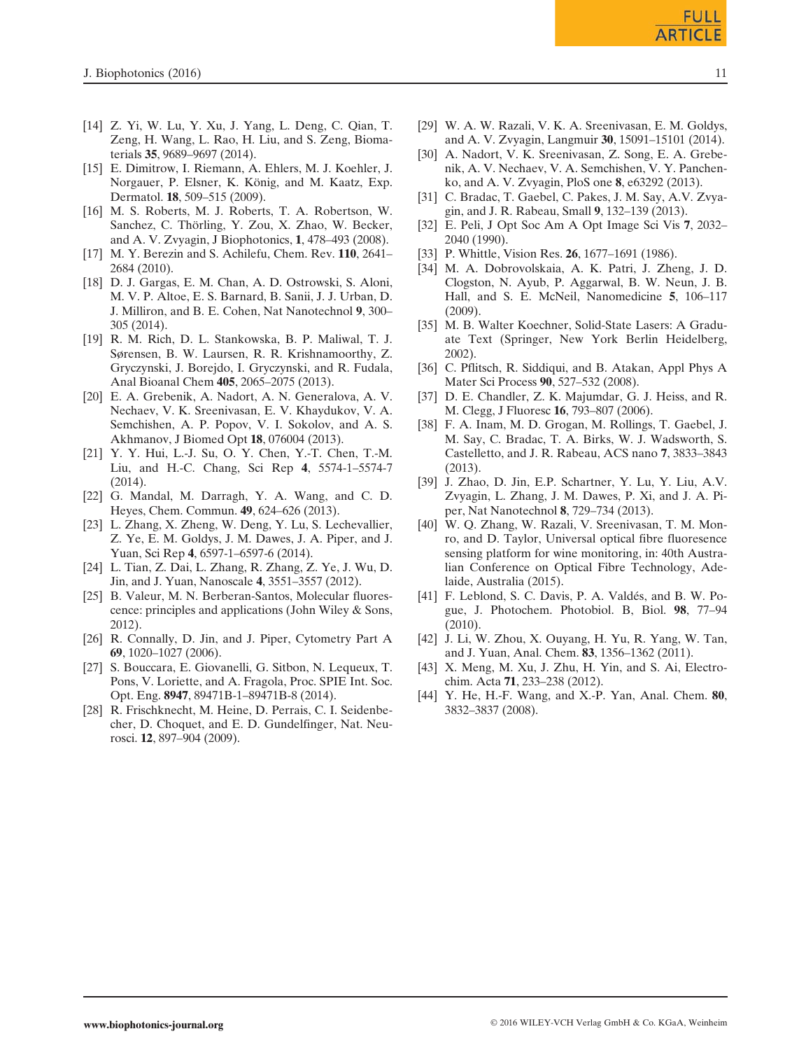[14] Z. Yi, W. Lu, Y. Xu, J. Yang, L. Deng, C. Qian, T. Zeng, H. Wang, L. Rao, H. Liu, and S. Zeng, Biomaterials **35**, 9689–9697 (2014).

[15] E. Dimitrow, I. Riemann, A. Ehlers, M. J. Koehler, J. Norgauer, P. Elsner, K. König, and M. Kaatz, Exp. Dermatol. **18**, 509–515 (2009).

[16] M. S. Roberts, M. J. Roberts, T. A. Robertson, W. Sanchez, C. Thörling, Y. Zou, X. Zhao, W. Becker, and A. V. Zvyagin, J Biophotonics, **1**, 478–493 (2008).

[17] M. Y. Berezin and S. Achilefu, Chem. Rev. **110**, 2641–2684 (2010).

[18] D. J. Gargas, E. M. Chan, A. D. Ostrowski, S. Aloni, M. V. P. Altoe, E. S. Barnard, B. Sanii, J. J. Urban, D. J. Milliron, and B. E. Cohen, Nat Nanotechnol **9**, 300–305 (2014).

[19] R. M. Rich, D. L. Stankowska, B. P. Maliwal, T. J. Sørensen, B. W. Laursen, R. R. Krishnamoorthy, Z. Gryczynski, J. Borejdo, I. Gryczynski, and R. Fudala, Anal Bioanal Chem **405**, 2065–2075 (2013).

[20] E. A. Grebenik, A. Nadort, A. N. Generalova, A. V. Nechaev, V. K. Sreenivasan, E. V. Khaydukov, V. A. Semchishen, A. P. Popov, V. I. Sokolov, and A. S. Akhmanov, J Biomed Opt **18**, 076004 (2013).

[21] Y. Y. Hui, L.-J. Su, O. Y. Chen, Y.-T. Chen, T.-M. Liu, and H.-C. Chang, Sci Rep **4**, 5574-1–5574-7 (2014).

[22] G. Mandal, M. Darragh, Y. A. Wang, and C. D. Heyes, Chem. Commun. **49**, 624–626 (2013).

[23] L. Zhang, X. Zheng, W. Deng, Y. Lu, S. Lechevallier, Z. Ye, E. M. Goldys, J. M. Dawes, J. A. Piper, and J. Yuan, Sci Rep **4**, 6597-1–6597-6 (2014).

[24] L. Tian, Z. Dai, L. Zhang, R. Zhang, Z. Ye, J. Wu, D. Jin, and J. Yuan, Nanoscale **4**, 3551–3557 (2012).

[25] B. Valeur, M. N. Berberan-Santos, Molecular fluorescence: principles and applications (John Wiley & Sons, 2012).

[26] R. Connally, D. Jin, and J. Piper, Cytometry Part A **69**, 1020–1027 (2006).

[27] S. Bouccara, E. Giovanelli, G. Sitbon, N. Lequeux, T. Pons, V. Loriette, and A. Fragola, Proc. SPIE Int. Soc. Opt. Eng. **8947**, 89471B-1–89471B-8 (2014).

[28] R. Frischknecht, M. Heine, D. Perrais, C. I. Seidenbecher, D. Choquet, and E. D. Gundelfinger, Nat. Neurosci. **12**, 897–904 (2009).

[29] W. A. W. Razali, V. K. A. Sreenivasan, E. M. Goldys, and A. V. Zvyagin, Langmuir **30**, 15091–15101 (2014).

[30] A. Nadort, V. K. Sreenivasan, Z. Song, E. A. Grebenik, A. V. Nechaev, V. A. Semchishen, V. Y. Panchenko, and A. V. Zvyagin, PloS one **8**, e63292 (2013).

[31] C. Bradac, T. Gaebel, C. Pakes, J. M. Say, A.V. Zvyagin, and J. R. Rabeau, Small **9**, 132–139 (2013).

[32] E. Peli, J Opt Soc Am A Opt Image Sci Vis **7**, 2032–2040 (1990).

[33] P. Whittle, Vision Res. **26**, 1677–1691 (1986).

[34] M. A. Dobrovolskaia, A. K. Patri, J. Zheng, J. D. Clogston, N. Ayub, P. Aggarwal, B. W. Neun, J. B. Hall, and S. E. McNeil, Nanomedicine **5**, 106–117 (2009).

[35] M. B. Walter Koechner, Solid-State Lasers: A Graduate Text (Springer, New York Berlin Heidelberg, 2002).

[36] C. Pflitsch, R. Siddiqui, and B. Atakan, Appl Phys A Mater Sci Process **90**, 527–532 (2008).

[37] D. E. Chandler, Z. K. Majumdar, G. J. Heiss, and R. M. Clegg, J Fluoresc **16**, 793–807 (2006).

[38] F. A. Inam, M. D. Grogan, M. Rollings, T. Gaebel, J. M. Say, C. Bradac, T. A. Birks, W. J. Wadsworth, S. Castelletto, and J. R. Rabeau, ACS nano **7**, 3833–3843 (2013).

[39] J. Zhao, D. Jin, E.P. Schartner, Y. Lu, Y. Liu, A.V. Zvyagin, L. Zhang, J. M. Dawes, P. Xi, and J. A. Piper, Nat Nanotechnol **8**, 729–734 (2013).

[40] W. Q. Zhang, W. Razali, V. Sreenivasan, T. M. Monro, and D. Taylor, Universal optical fibre fluoresence sensing platform for wine monitoring, in: 40th Australian Conference on Optical Fibre Technology, Adelaide, Australia (2015).

[41] F. Leblond, S. C. Davis, P. A. Valdés, and B. W. Pogue, J. Photochem. Photobiol. B, Biol. **98**, 77–94 (2010).

[42] J. Li, W. Zhou, X. Ouyang, H. Yu, R. Yang, W. Tan, and J. Yuan, Anal. Chem. **83**, 1356–1362 (2011).

[43] X. Meng, M. Xu, J. Zhu, H. Yin, and S. Ai, Electrochim. Acta **71**, 233–238 (2012).

[44] Y. He, H.-F. Wang, and X.-P. Yan, Anal. Chem. **80**, 3832–3837 (2008).